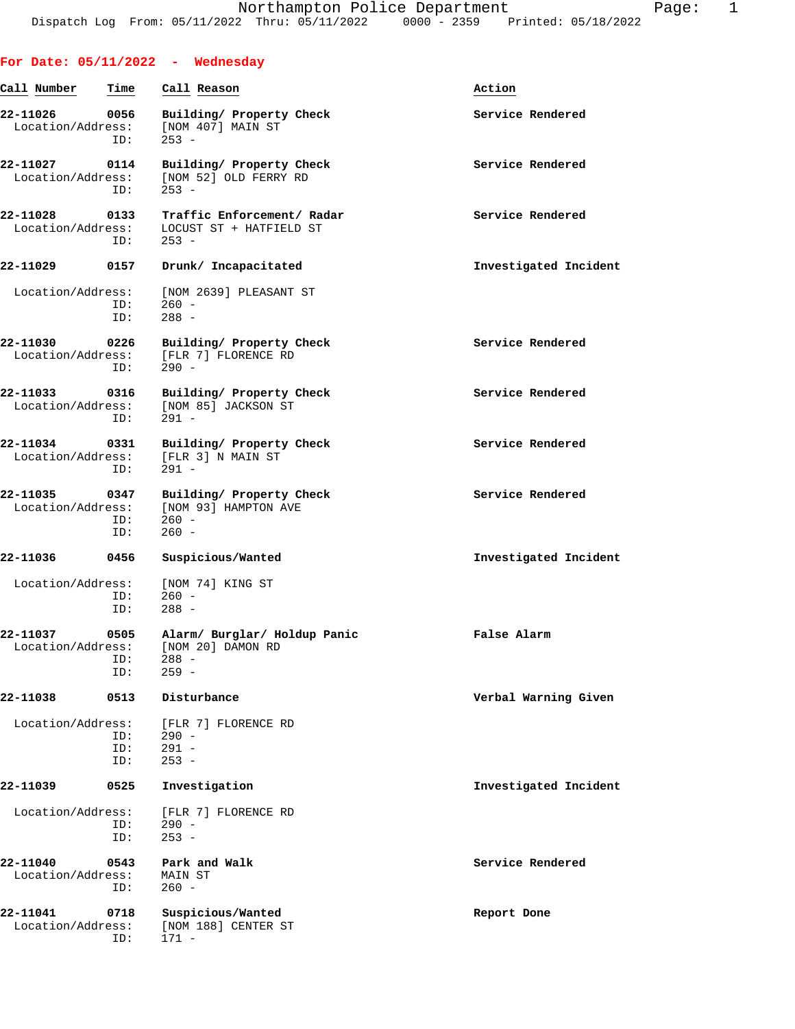Northampton Police Department

Dispatch Log From: 05/11/2022 Thru: 05/11/2022 0000 - 2359 Printed: 05/18/2022

## For Date: 05/11/2022 - Wednesday

| Call Number | Time | Call Reason | Action |
|---|---|---|---|
| 22-11026 | 0056 | Building/ Property Check | Service Rendered |
| Location/Address: | | [NOM 407] MAIN ST | |
| ID: | | 253 - | |
| 22-11027 | 0114 | Building/ Property Check | Service Rendered |
| Location/Address: | | [NOM 52] OLD FERRY RD | |
| ID: | | 253 - | |
| 22-11028 | 0133 | Traffic Enforcement/ Radar | Service Rendered |
| Location/Address: | | LOCUST ST + HATFIELD ST | |
| ID: | | 253 - | |
| 22-11029 | 0157 | Drunk/ Incapacitated | Investigated Incident |
| Location/Address: | | [NOM 2639] PLEASANT ST | |
| ID: | | 260 - | |
| ID: | | 288 - | |
| 22-11030 | 0226 | Building/ Property Check | Service Rendered |
| Location/Address: | | [FLR 7] FLORENCE RD | |
| ID: | | 290 - | |
| 22-11033 | 0316 | Building/ Property Check | Service Rendered |
| Location/Address: | | [NOM 85] JACKSON ST | |
| ID: | | 291 - | |
| 22-11034 | 0331 | Building/ Property Check | Service Rendered |
| Location/Address: | | [FLR 3] N MAIN ST | |
| ID: | | 291 - | |
| 22-11035 | 0347 | Building/ Property Check | Service Rendered |
| Location/Address: | | [NOM 93] HAMPTON AVE | |
| ID: | | 260 - | |
| ID: | | 260 - | |
| 22-11036 | 0456 | Suspicious/Wanted | Investigated Incident |
| Location/Address: | | [NOM 74] KING ST | |
| ID: | | 260 - | |
| ID: | | 288 - | |
| 22-11037 | 0505 | Alarm/ Burglar/ Holdup Panic | False Alarm |
| Location/Address: | | [NOM 20] DAMON RD | |
| ID: | | 288 - | |
| ID: | | 259 - | |
| 22-11038 | 0513 | Disturbance | Verbal Warning Given |
| Location/Address: | | [FLR 7] FLORENCE RD | |
| ID: | | 290 - | |
| ID: | | 291 - | |
| ID: | | 253 - | |
| 22-11039 | 0525 | Investigation | Investigated Incident |
| Location/Address: | | [FLR 7] FLORENCE RD | |
| ID: | | 290 - | |
| ID: | | 253 - | |
| 22-11040 | 0543 | Park and Walk | Service Rendered |
| Location/Address: | | MAIN ST | |
| ID: | | 260 - | |
| 22-11041 | 0718 | Suspicious/Wanted | Report Done |
| Location/Address: | | [NOM 188] CENTER ST | |
| ID: | | 171 - | |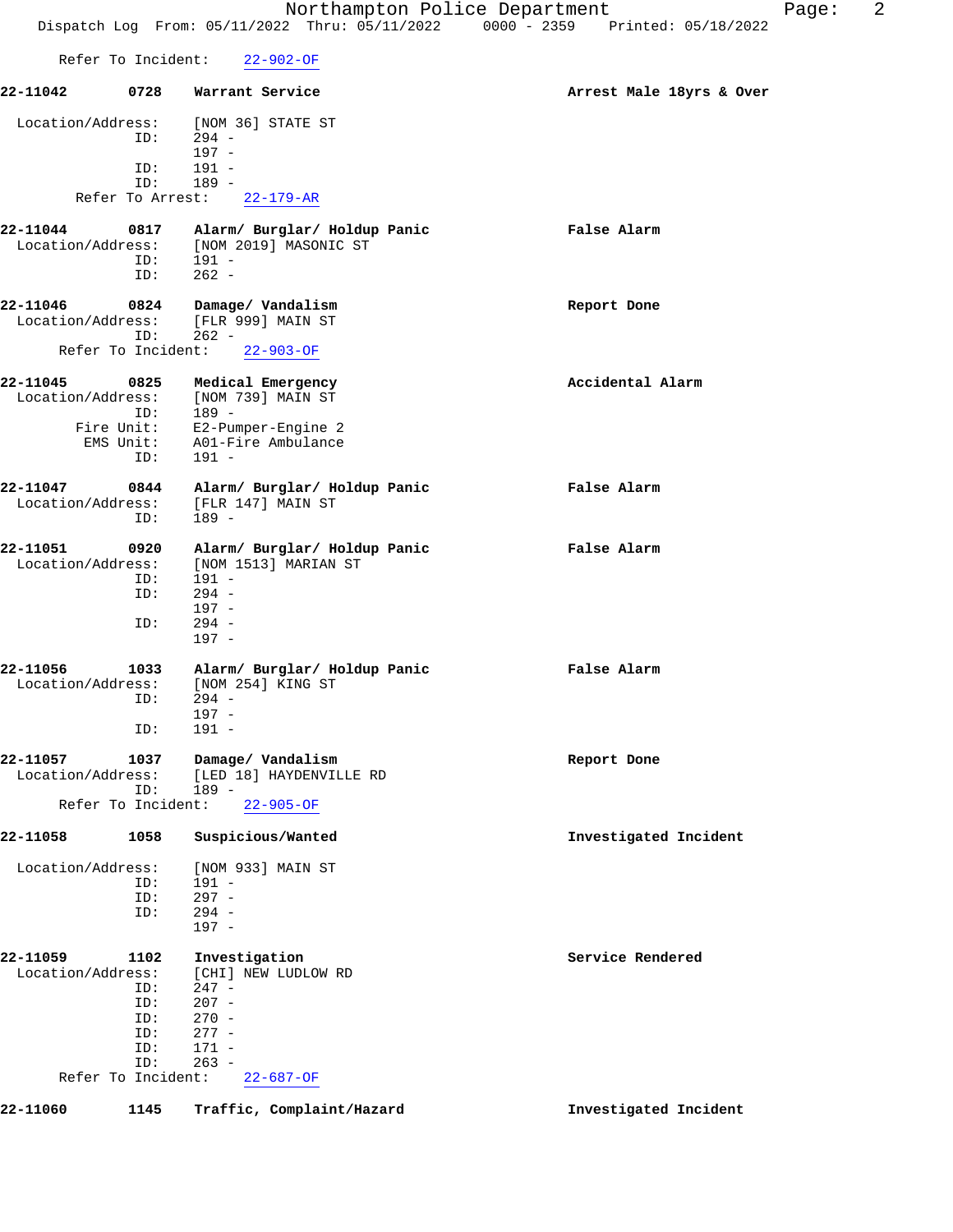Refer To Incident: 22-902-OF

**22-11042** **0728** **Warrant Service** **Arrest Male 18yrs & Over**

Location/Address: [NOM 36] STATE ST
ID: 294 -
197 -
ID: 191 -
ID: 189 -
Refer To Arrest: 22-179-AR

**22-11044** **0817** **Alarm/ Burglar/ Holdup Panic** **False Alarm**
Location/Address: [NOM 2019] MASONIC ST
ID: 191 -
ID: 262 -

**22-11046** **0824** **Damage/ Vandalism** **Report Done**
Location/Address: [FLR 999] MAIN ST
ID: 262 -
Refer To Incident: 22-903-OF

**22-11045** **0825** **Medical Emergency** **Accidental Alarm**
Location/Address: [NOM 739] MAIN ST
ID: 189 -
Fire Unit: E2-Pumper-Engine 2
EMS Unit: A01-Fire Ambulance
ID: 191 -

**22-11047** **0844** **Alarm/ Burglar/ Holdup Panic** **False Alarm**
Location/Address: [FLR 147] MAIN ST
ID: 189 -

**22-11051** **0920** **Alarm/ Burglar/ Holdup Panic** **False Alarm**
Location/Address: [NOM 1513] MARIAN ST
ID: 191 -
ID: 294 -
197 -
ID: 294 -
197 -

**22-11056** **1033** **Alarm/ Burglar/ Holdup Panic** **False Alarm**
Location/Address: [NOM 254] KING ST
ID: 294 -
197 -
ID: 191 -

**22-11057** **1037** **Damage/ Vandalism** **Report Done**
Location/Address: [LED 18] HAYDENVILLE RD
ID: 189 -
Refer To Incident: 22-905-OF

**22-11058** **1058** **Suspicious/Wanted** **Investigated Incident**

Location/Address: [NOM 933] MAIN ST
ID: 191 -
ID: 297 -
ID: 294 -
197 -

**22-11059** **1102** **Investigation** **Service Rendered**
Location/Address: [CHI] NEW LUDLOW RD
ID: 247 -
ID: 207 -
ID: 270 -
ID: 277 -
ID: 171 -
ID: 263 -
Refer To Incident: 22-687-OF

**22-11060** **1145** **Traffic, Complaint/Hazard** **Investigated Incident**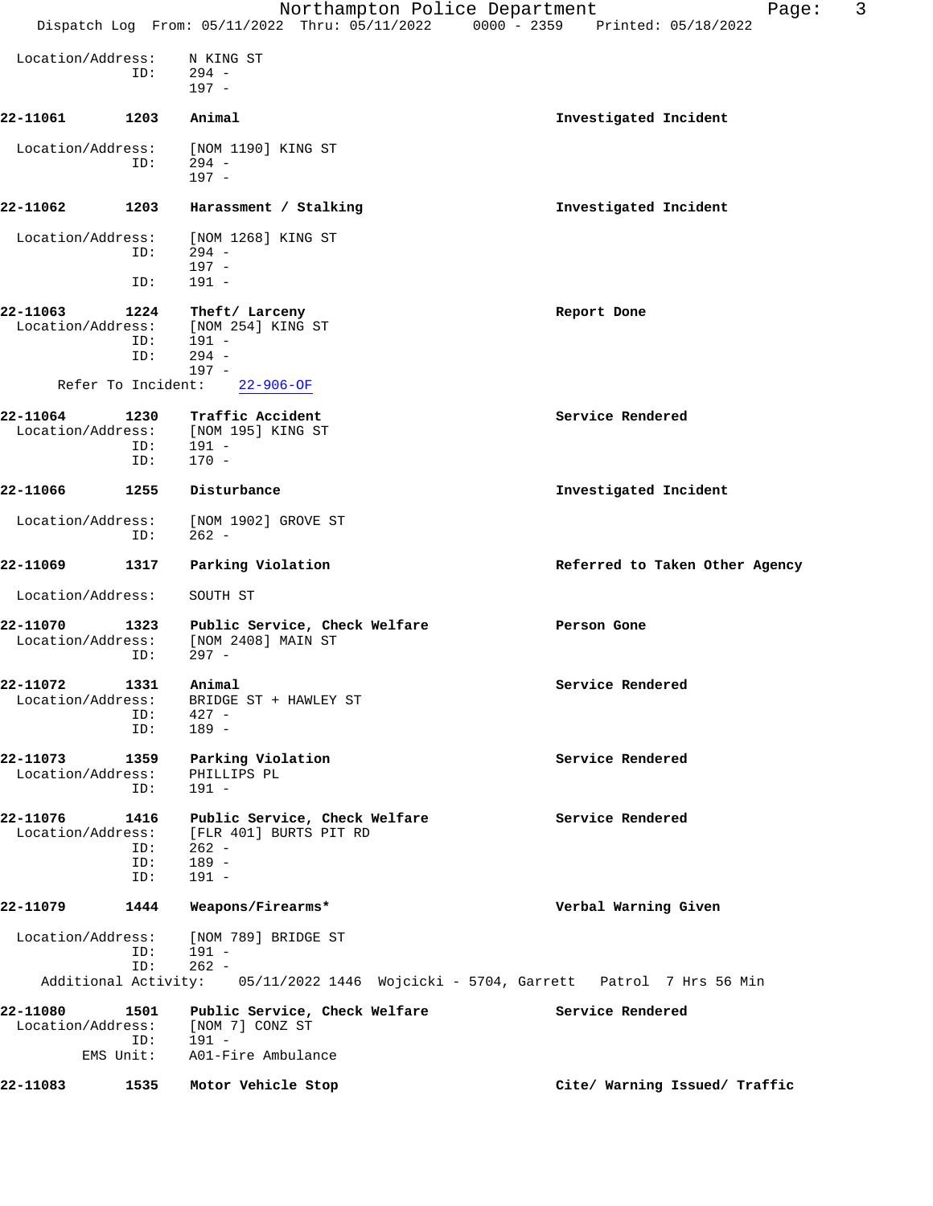Location/Address: N KING ST
ID: 294 -
197 -

**22-11061 1203 Animal** — Investigated Incident

Location/Address: [NOM 1190] KING ST
ID: 294 -
197 -

**22-11062 1203 Harassment / Stalking** — Investigated Incident

Location/Address: [NOM 1268] KING ST
ID: 294 -
197 -
ID: 191 -

**22-11063 1224 Theft/ Larceny** — Report Done

Location/Address: [NOM 254] KING ST
ID: 191 -
ID: 294 -
197 -
Refer To Incident: 22-906-OF

**22-11064 1230 Traffic Accident** — Service Rendered

Location/Address: [NOM 195] KING ST
ID: 191 -
ID: 170 -

**22-11066 1255 Disturbance** — Investigated Incident

Location/Address: [NOM 1902] GROVE ST
ID: 262 -

**22-11069 1317 Parking Violation** — Referred to Taken Other Agency

Location/Address: SOUTH ST

**22-11070 1323 Public Service, Check Welfare** — Person Gone

Location/Address: [NOM 2408] MAIN ST
ID: 297 -

**22-11072 1331 Animal** — Service Rendered

Location/Address: BRIDGE ST + HAWLEY ST
ID: 427 -
ID: 189 -

**22-11073 1359 Parking Violation** — Service Rendered

Location/Address: PHILLIPS PL
ID: 191 -

**22-11076 1416 Public Service, Check Welfare** — Service Rendered

Location/Address: [FLR 401] BURTS PIT RD
ID: 262 -
ID: 189 -
ID: 191 -

**22-11079 1444 Weapons/Firearms*** — Verbal Warning Given

Location/Address: [NOM 789] BRIDGE ST
ID: 191 -
ID: 262 -
Additional Activity: 05/11/2022 1446 Wojcicki - 5704, Garrett Patrol 7 Hrs 56 Min

**22-11080 1501 Public Service, Check Welfare** — Service Rendered

Location/Address: [NOM 7] CONZ ST
ID: 191 -
EMS Unit: A01-Fire Ambulance

**22-11083 1535 Motor Vehicle Stop** — Cite/ Warning Issued/ Traffic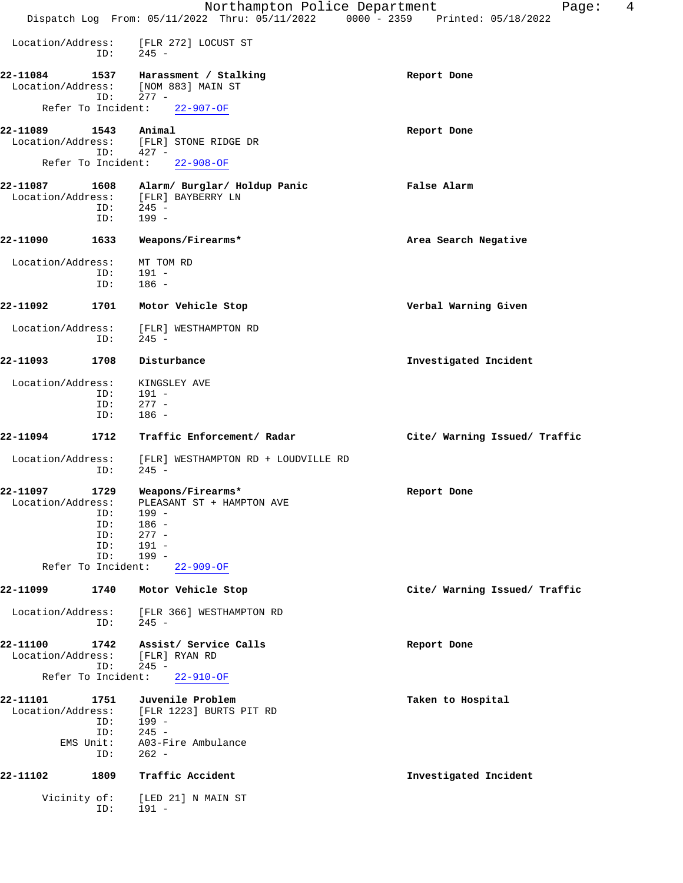Location/Address: [FLR 272] LOCUST ST
ID: 245 -

**22-11084 1537 Harassment / Stalking** **Report Done**
Location/Address: [NOM 883] MAIN ST
ID: 277 -
Refer To Incident: 22-907-OF

**22-11089 1543 Animal** **Report Done**
Location/Address: [FLR] STONE RIDGE DR
ID: 427 -
Refer To Incident: 22-908-OF

**22-11087 1608 Alarm/ Burglar/ Holdup Panic** **False Alarm**
Location/Address: [FLR] BAYBERRY LN
ID: 245 -
ID: 199 -

**22-11090 1633 Weapons/Firearms*** **Area Search Negative**
Location/Address: MT TOM RD
ID: 191 -
ID: 186 -

**22-11092 1701 Motor Vehicle Stop** **Verbal Warning Given**
Location/Address: [FLR] WESTHAMPTON RD
ID: 245 -

**22-11093 1708 Disturbance** **Investigated Incident**
Location/Address: KINGSLEY AVE
ID: 191 -
ID: 277 -
ID: 186 -

**22-11094 1712 Traffic Enforcement/ Radar** **Cite/ Warning Issued/ Traffic**
Location/Address: [FLR] WESTHAMPTON RD + LOUDVILLE RD
ID: 245 -

**22-11097 1729 Weapons/Firearms*** **Report Done**
Location/Address: PLEASANT ST + HAMPTON AVE
ID: 199 -
ID: 186 -
ID: 277 -
ID: 191 -
ID: 199 -
Refer To Incident: 22-909-OF

**22-11099 1740 Motor Vehicle Stop** **Cite/ Warning Issued/ Traffic**
Location/Address: [FLR 366] WESTHAMPTON RD
ID: 245 -

**22-11100 1742 Assist/ Service Calls** **Report Done**
Location/Address: [FLR] RYAN RD
ID: 245 -
Refer To Incident: 22-910-OF

**22-11101 1751 Juvenile Problem** **Taken to Hospital**
Location/Address: [FLR 1223] BURTS PIT RD
ID: 199 -
ID: 245 -
EMS Unit: A03-Fire Ambulance
ID: 262 -

**22-11102 1809 Traffic Accident** **Investigated Incident**
Vicinity of: [LED 21] N MAIN ST
ID: 191 -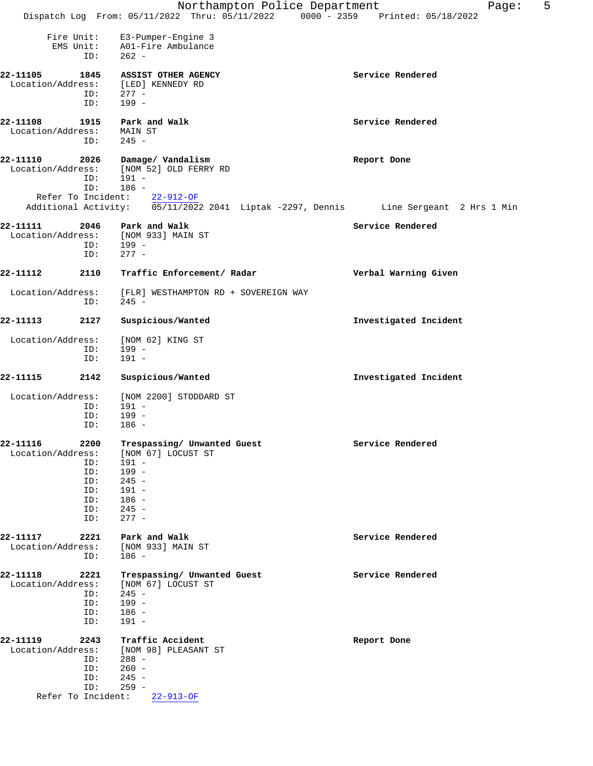Fire Unit: E3-Pumper-Engine 3
EMS Unit: A01-Fire Ambulance
ID: 262 -

**22-11105 1845 ASSIST OTHER AGENCY** — **Service Rendered**
Location/Address: [LED] KENNEDY RD
ID: 277 -
ID: 199 -

**22-11108 1915 Park and Walk** — **Service Rendered**
Location/Address: MAIN ST
ID: 245 -

**22-11110 2026 Damage/ Vandalism** — **Report Done**
Location/Address: [NOM 52] OLD FERRY RD
ID: 191 -
ID: 186 -
Refer To Incident: 22-912-OF
Additional Activity: 05/11/2022 2041 Liptak -2297, Dennis Line Sergeant 2 Hrs 1 Min

**22-11111 2046 Park and Walk** — **Service Rendered**
Location/Address: [NOM 933] MAIN ST
ID: 199 -
ID: 277 -

**22-11112 2110 Traffic Enforcement/ Radar** — **Verbal Warning Given**
Location/Address: [FLR] WESTHAMPTON RD + SOVEREIGN WAY
ID: 245 -

**22-11113 2127 Suspicious/Wanted** — **Investigated Incident**
Location/Address: [NOM 62] KING ST
ID: 199 -
ID: 191 -

**22-11115 2142 Suspicious/Wanted** — **Investigated Incident**
Location/Address: [NOM 2200] STODDARD ST
ID: 191 -
ID: 199 -
ID: 186 -

**22-11116 2200 Trespassing/ Unwanted Guest** — **Service Rendered**
Location/Address: [NOM 67] LOCUST ST
ID: 191 -
ID: 199 -
ID: 245 -
ID: 191 -
ID: 186 -
ID: 245 -
ID: 277 -

**22-11117 2221 Park and Walk** — **Service Rendered**
Location/Address: [NOM 933] MAIN ST
ID: 186 -

**22-11118 2221 Trespassing/ Unwanted Guest** — **Service Rendered**
Location/Address: [NOM 67] LOCUST ST
ID: 245 -
ID: 199 -
ID: 186 -
ID: 191 -

**22-11119 2243 Traffic Accident** — **Report Done**
Location/Address: [NOM 98] PLEASANT ST
ID: 288 -
ID: 260 -
ID: 245 -
ID: 259 -
Refer To Incident: 22-913-OF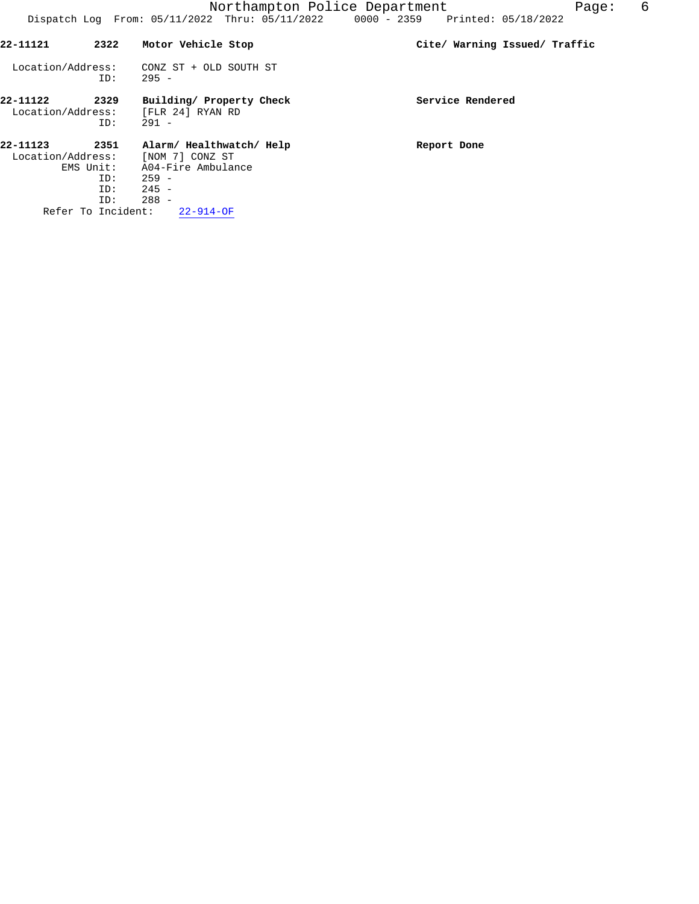**22-11121 2322 Motor Vehicle Stop** — **Cite/ Warning Issued/ Traffic**

Location/Address: CONZ ST + OLD SOUTH ST
ID: 295 -

**22-11122 2329 Building/ Property Check** — **Service Rendered**

Location/Address: [FLR 24] RYAN RD
ID: 291 -

**22-11123 2351 Alarm/ Healthwatch/ Help** — **Report Done**

Location/Address: [NOM 7] CONZ ST
EMS Unit: A04-Fire Ambulance
ID: 259 -
ID: 245 -
ID: 288 -
Refer To Incident: 22-914-OF